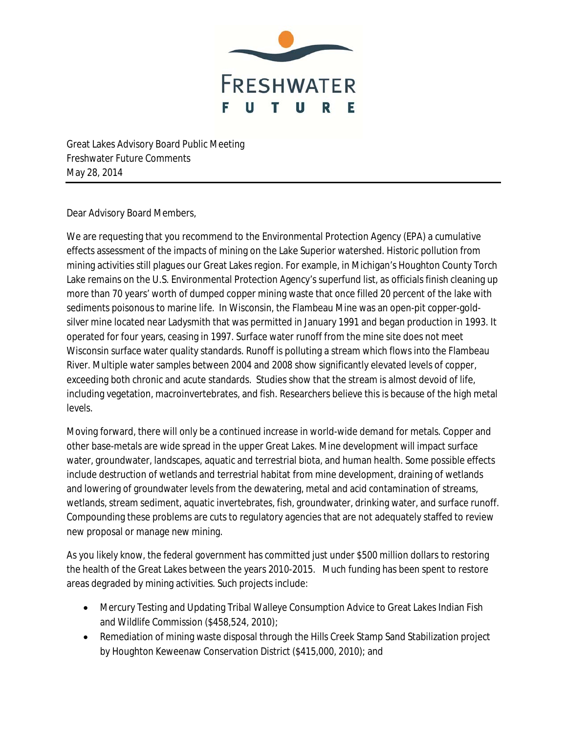FRESHWATER FUTURE

Great Lakes Advisory Board Public Meeting
Freshwater Future Comments
May 28, 2014

---

Dear Advisory Board Members,

We are requesting that you recommend to the Environmental Protection Agency (EPA) a cumulative effects assessment of the impacts of mining on the Lake Superior watershed. Historic pollution from mining activities still plagues our Great Lakes region. For example, in Michigan's Houghton County Torch Lake remains on the U.S. Environmental Protection Agency's superfund list, as officials finish cleaning up more than 70 years' worth of dumped copper mining waste that once filled 20 percent of the lake with sediments poisonous to marine life. In Wisconsin, the Flambeau Mine was an open-pit copper-gold-silver mine located near Ladysmith that was permitted in January 1991 and began production in 1993. It operated for four years, ceasing in 1997. Surface water runoff from the mine site does not meet Wisconsin surface water quality standards. Runoff is polluting a stream which flows into the Flambeau River. Multiple water samples between 2004 and 2008 show significantly elevated levels of copper, exceeding both chronic and acute standards. Studies show that the stream is almost devoid of life, including vegetation, macroinvertebrates, and fish. Researchers believe this is because of the high metal levels.

Moving forward, there will only be a continued increase in world-wide demand for metals. Copper and other base-metals are wide spread in the upper Great Lakes. Mine development will impact surface water, groundwater, landscapes, aquatic and terrestrial biota, and human health. Some possible effects include destruction of wetlands and terrestrial habitat from mine development, draining of wetlands and lowering of groundwater levels from the dewatering, metal and acid contamination of streams, wetlands, stream sediment, aquatic invertebrates, fish, groundwater, drinking water, and surface runoff. Compounding these problems are cuts to regulatory agencies that are not adequately staffed to review new proposal or manage new mining.

As you likely know, the federal government has committed just under $500 million dollars to restoring the health of the Great Lakes between the years 2010-2015. Much funding has been spent to restore areas degraded by mining activities. Such projects include:

- Mercury Testing and Updating Tribal Walleye Consumption Advice to Great Lakes Indian Fish and Wildlife Commission ($458,524, 2010);
- Remediation of mining waste disposal through the Hills Creek Stamp Sand Stabilization project by Houghton Keweenaw Conservation District ($415,000, 2010); and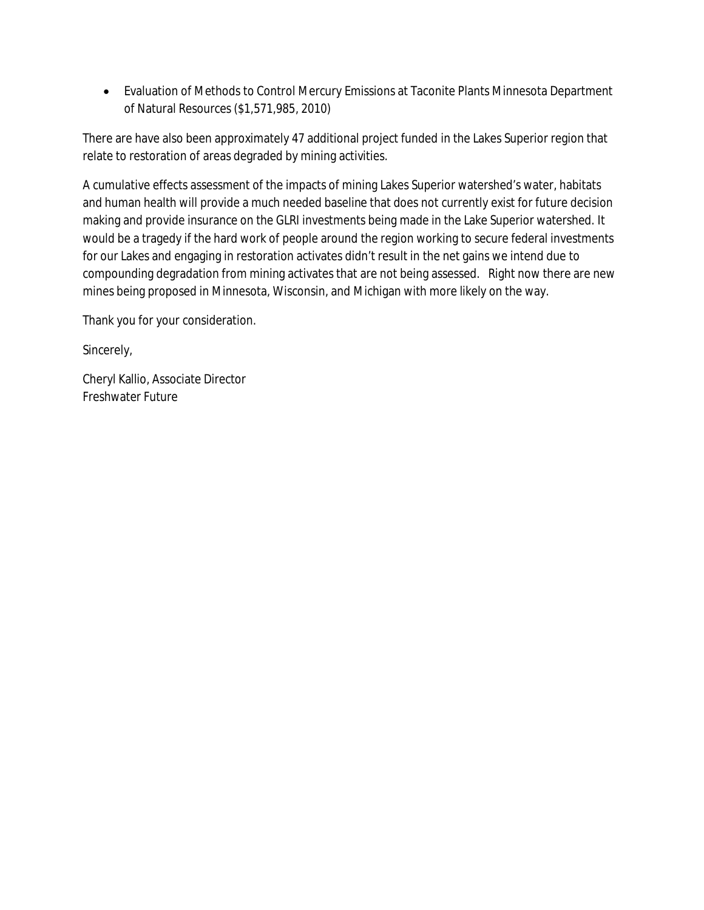- Evaluation of Methods to Control Mercury Emissions at Taconite Plants Minnesota Department of Natural Resources ($1,571,985, 2010)

There are have also been approximately 47 additional project funded in the Lakes Superior region that relate to restoration of areas degraded by mining activities.

A cumulative effects assessment of the impacts of mining Lakes Superior watershed's water, habitats and human health will provide a much needed baseline that does not currently exist for future decision making and provide insurance on the GLRI investments being made in the Lake Superior watershed. It would be a tragedy if the hard work of people around the region working to secure federal investments for our Lakes and engaging in restoration activates didn't result in the net gains we intend due to compounding degradation from mining activates that are not being assessed. Right now there are new mines being proposed in Minnesota, Wisconsin, and Michigan with more likely on the way.

Thank you for your consideration.

Sincerely,

Cheryl Kallio, Associate Director
Freshwater Future